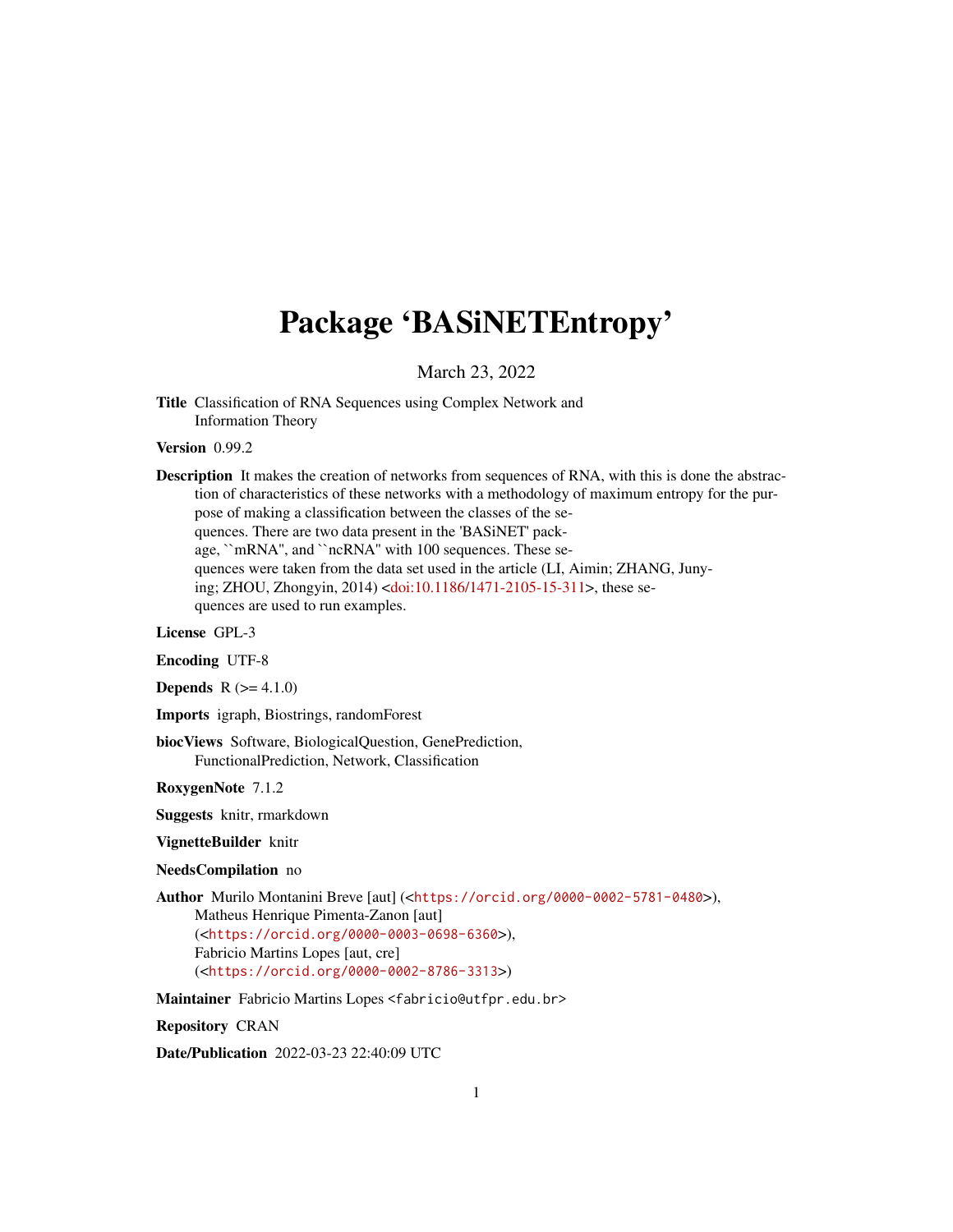# Package 'BASiNETEntropy'

March 23, 2022

**Title** Classification of RNA Sequences using Complex Network and Information Theory

**Version** 0.99.2

**Description** It makes the creation of networks from sequences of RNA, with this is done the abstraction of characteristics of these networks with a methodology of maximum entropy for the purpose of making a classification between the classes of the sequences. There are two data present in the 'BASiNET' package, ``mRNA'', and ``ncRNA'' with 100 sequences. These sequences were taken from the data set used in the article (LI, Aimin; ZHANG, Junying; ZHOU, Zhongyin, 2014) <doi:10.1186/1471-2105-15-311>, these sequences are used to run examples.

**License** GPL-3

**Encoding** UTF-8

**Depends** R (>= 4.1.0)

**Imports** igraph, Biostrings, randomForest

**biocViews** Software, BiologicalQuestion, GenePrediction, FunctionalPrediction, Network, Classification

**RoxygenNote** 7.1.2

**Suggests** knitr, rmarkdown

**VignetteBuilder** knitr

**NeedsCompilation** no

**Author** Murilo Montanini Breve [aut] (<https://orcid.org/0000-0002-5781-0480>), Matheus Henrique Pimenta-Zanon [aut] (<https://orcid.org/0000-0003-0698-6360>), Fabricio Martins Lopes [aut, cre] (<https://orcid.org/0000-0002-8786-3313>)

**Maintainer** Fabricio Martins Lopes <fabricio@utfpr.edu.br>

**Repository** CRAN

**Date/Publication** 2022-03-23 22:40:09 UTC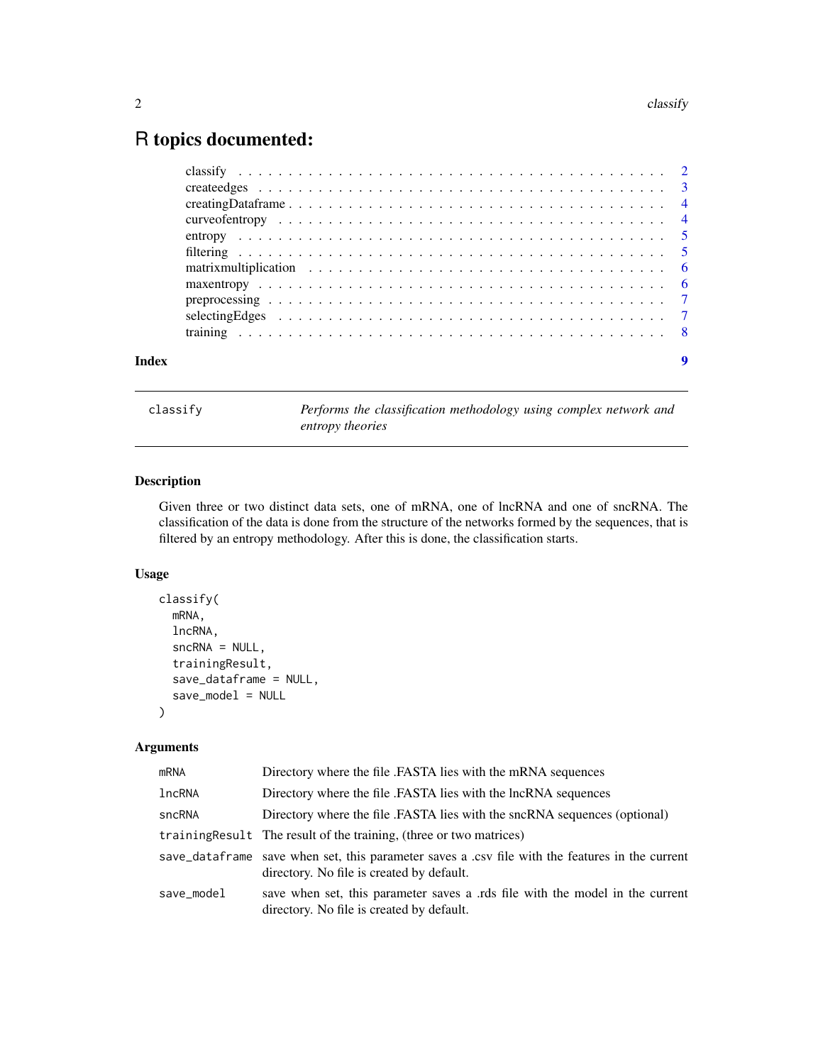# R topics documented:

| | |
|---|---|
| classify | 2 |
| createedges | 3 |
| creatingDataframe | 4 |
| curveofentropy | 4 |
| entropy | 5 |
| filtering | 5 |
| matrixmultiplication | 6 |
| maxentropy | 6 |
| preprocessing | 7 |
| selectingEdges | 7 |
| training | 8 |

**Index** 9

---

`classify` *Performs the classification methodology using complex network and entropy theories*

---

## Description

Given three or two distinct data sets, one of mRNA, one of lncRNA and one of sncRNA. The classification of the data is done from the structure of the networks formed by the sequences, that is filtered by an entropy methodology. After this is done, the classification starts.

## Usage

```
classify(
  mRNA,
  lncRNA,
  sncRNA = NULL,
  trainingResult,
  save_dataframe = NULL,
  save_model = NULL
)
```

## Arguments

| | |
|---|---|
| `mRNA` | Directory where the file .FASTA lies with the mRNA sequences |
| `lncRNA` | Directory where the file .FASTA lies with the lncRNA sequences |
| `sncRNA` | Directory where the file .FASTA lies with the sncRNA sequences (optional) |
| `trainingResult` | The result of the training, (three or two matrices) |
| `save_dataframe` | save when set, this parameter saves a .csv file with the features in the current directory. No file is created by default. |
| `save_model` | save when set, this parameter saves a .rds file with the model in the current directory. No file is created by default. |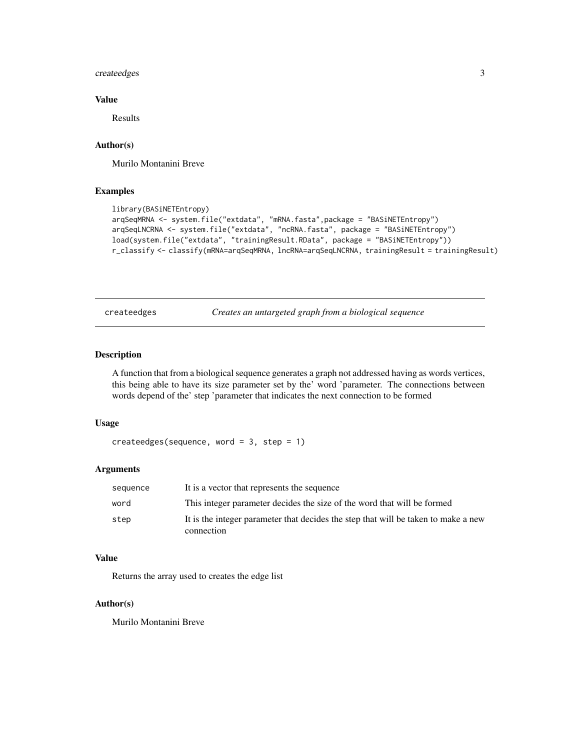### Value

Results

### Author(s)

Murilo Montanini Breve

### Examples

```
library(BASiNETEntropy)
arqSeqMRNA <- system.file("extdata", "mRNA.fasta",package = "BASiNETEntropy")
arqSeqLNCRNA <- system.file("extdata", "ncRNA.fasta", package = "BASiNETEntropy")
load(system.file("extdata", "trainingResult.RData", package = "BASiNETEntropy"))
r_classify <- classify(mRNA=arqSeqMRNA, lncRNA=arqSeqLNCRNA, trainingResult = trainingResult)
```

---

## createedges — *Creates an untargeted graph from a biological sequence*

### Description

A function that from a biological sequence generates a graph not addressed having as words vertices, this being able to have its size parameter set by the' word 'parameter. The connections between words depend of the' step 'parameter that indicates the next connection to be formed

### Usage

```
createedges(sequence, word = 3, step = 1)
```

### Arguments

| | |
|---|---|
| sequence | It is a vector that represents the sequence |
| word | This integer parameter decides the size of the word that will be formed |
| step | It is the integer parameter that decides the step that will be taken to make a new connection |

### Value

Returns the array used to creates the edge list

### Author(s)

Murilo Montanini Breve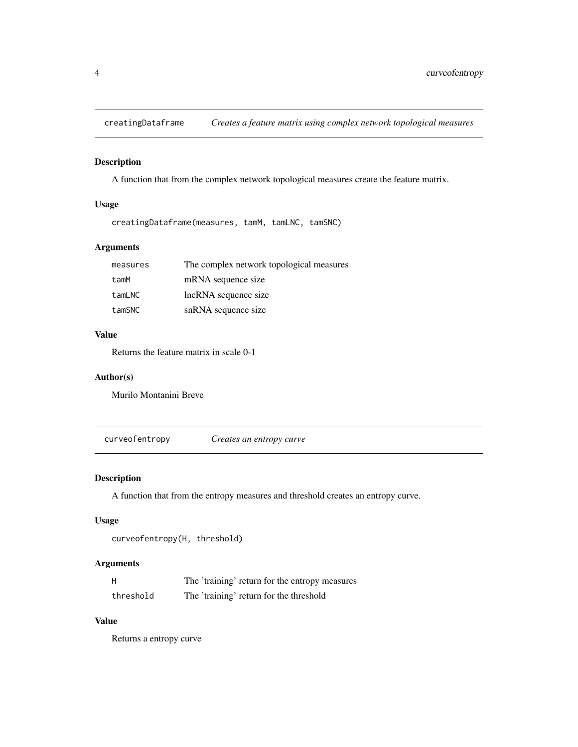## creatingDataframe — *Creates a feature matrix using complex network topological measures*

### Description

A function that from the complex network topological measures create the feature matrix.

### Usage

```
creatingDataframe(measures, tamM, tamLNC, tamSNC)
```

### Arguments

| | |
|---|---|
| measures | The complex network topological measures |
| tamM | mRNA sequence size |
| tamLNC | lncRNA sequence size |
| tamSNC | snRNA sequence size |

### Value

Returns the feature matrix in scale 0-1

### Author(s)

Murilo Montanini Breve

## curveofentropy — *Creates an entropy curve*

### Description

A function that from the entropy measures and threshold creates an entropy curve.

### Usage

```
curveofentropy(H, threshold)
```

### Arguments

| | |
|---|---|
| H | The 'training' return for the entropy measures |
| threshold | The 'training' return for the threshold |

### Value

Returns a entropy curve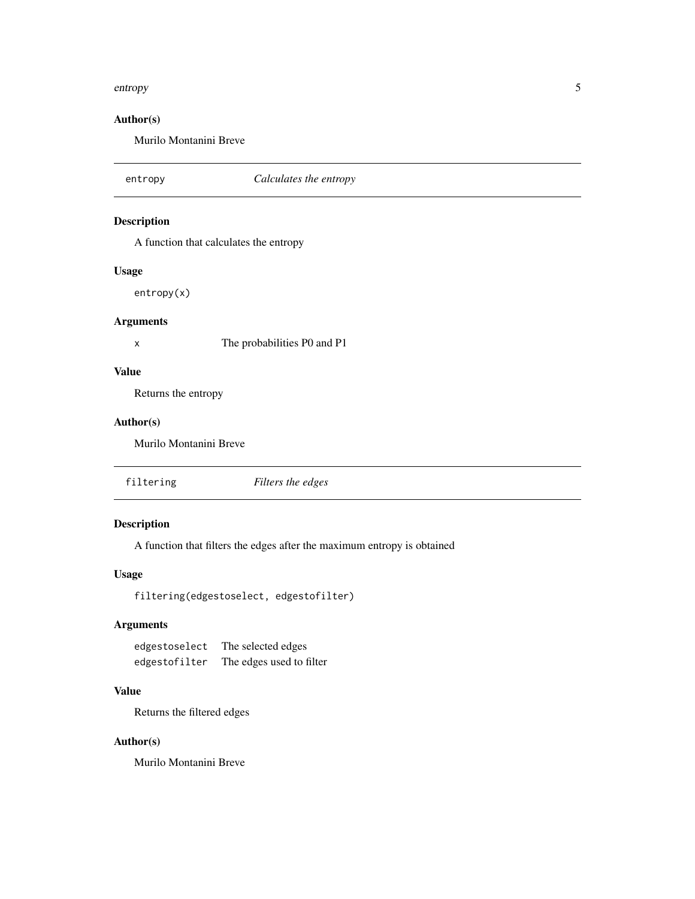### Author(s)

Murilo Montanini Breve

---

## entropy — *Calculates the entropy*

### Description

A function that calculates the entropy

### Usage

```
entropy(x)
```

### Arguments

| | |
|---|---|
| `x` | The probabilities P0 and P1 |

### Value

Returns the entropy

### Author(s)

Murilo Montanini Breve

---

## filtering — *Filters the edges*

### Description

A function that filters the edges after the maximum entropy is obtained

### Usage

```
filtering(edgestoselect, edgestofilter)
```

### Arguments

| | |
|---|---|
| `edgestoselect` | The selected edges |
| `edgestofilter` | The edges used to filter |

### Value

Returns the filtered edges

### Author(s)

Murilo Montanini Breve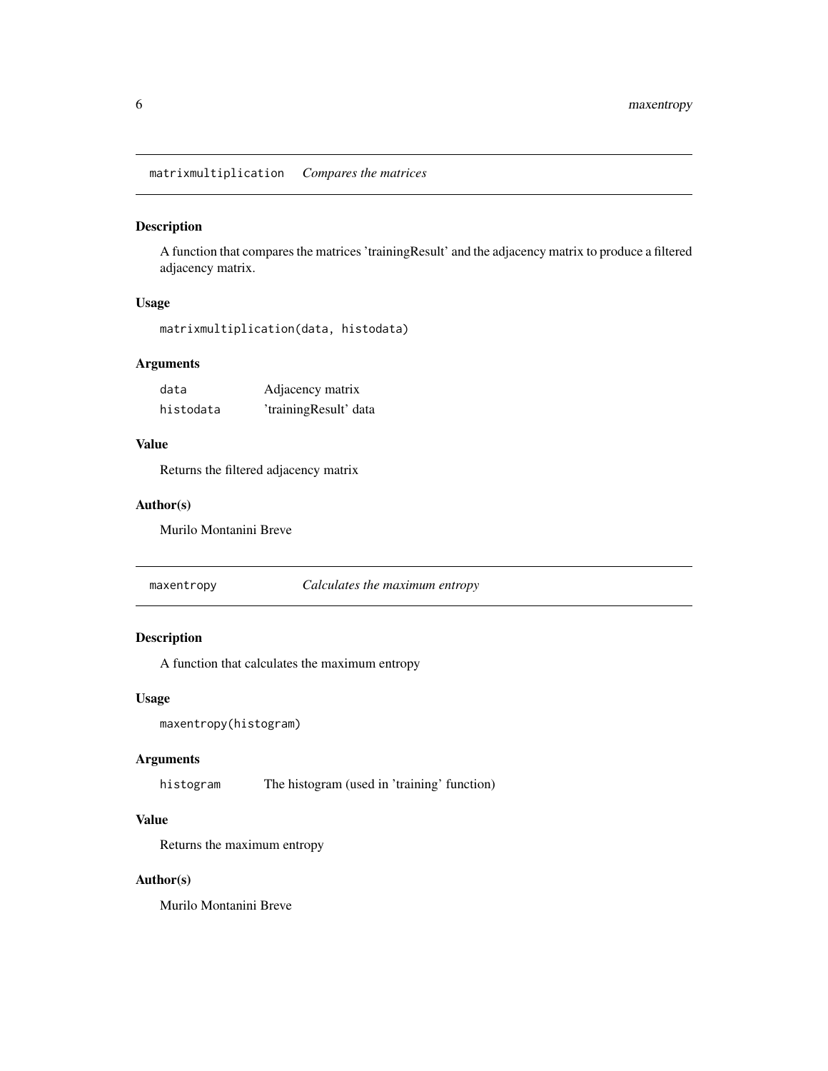## matrixmultiplication *Compares the matrices*

### Description

A function that compares the matrices 'trainingResult' and the adjacency matrix to produce a filtered adjacency matrix.

### Usage

```
matrixmultiplication(data, histodata)
```

### Arguments

| | |
|---|---|
| `data` | Adjacency matrix |
| `histodata` | 'trainingResult' data |

### Value

Returns the filtered adjacency matrix

### Author(s)

Murilo Montanini Breve

## maxentropy *Calculates the maximum entropy*

### Description

A function that calculates the maximum entropy

### Usage

```
maxentropy(histogram)
```

### Arguments

| | |
|---|---|
| `histogram` | The histogram (used in 'training' function) |

### Value

Returns the maximum entropy

### Author(s)

Murilo Montanini Breve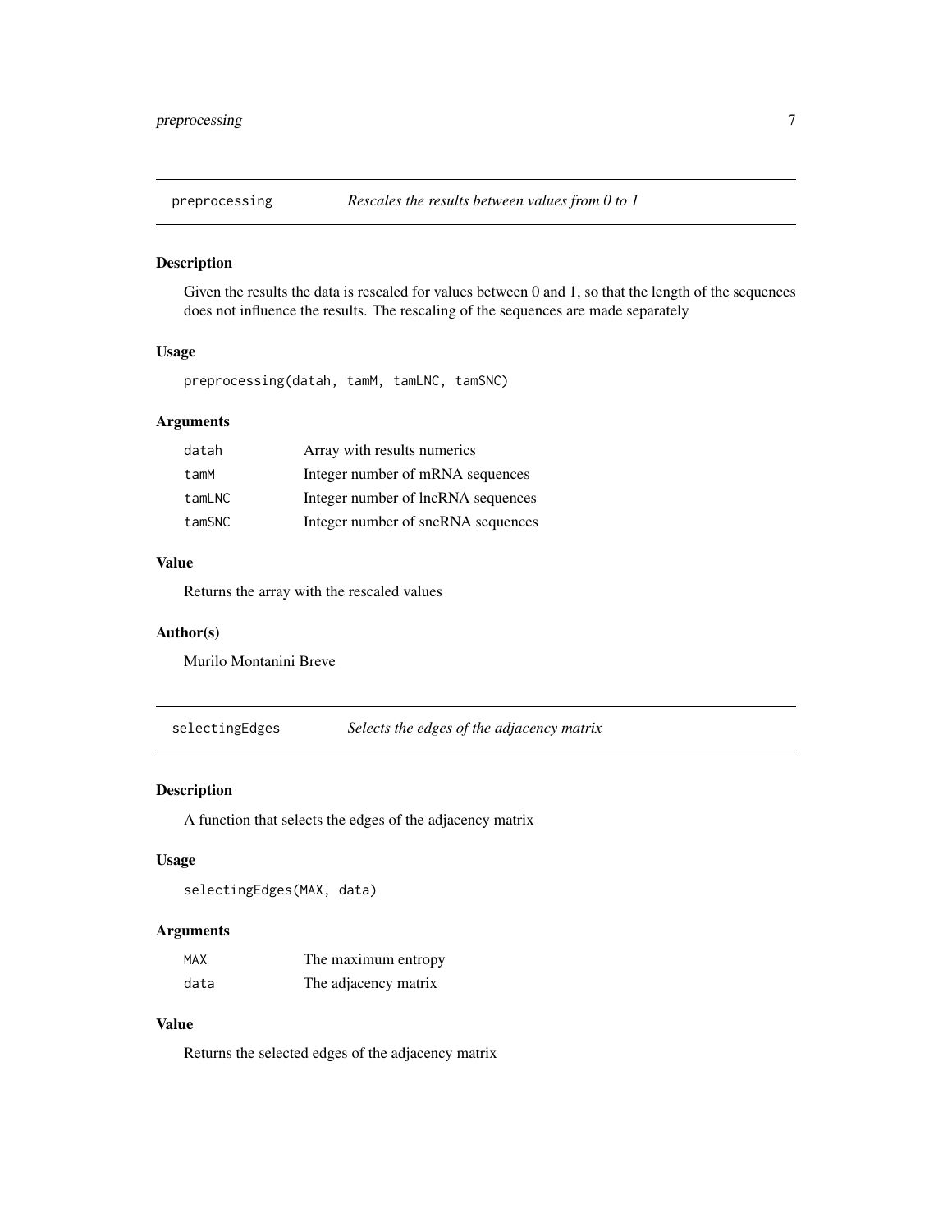## preprocessing — *Rescales the results between values from 0 to 1*

### Description

Given the results the data is rescaled for values between 0 and 1, so that the length of the sequences does not influence the results. The rescaling of the sequences are made separately

### Usage

```
preprocessing(datah, tamM, tamLNC, tamSNC)
```

### Arguments

| | |
|---|---|
| datah | Array with results numerics |
| tamM | Integer number of mRNA sequences |
| tamLNC | Integer number of lncRNA sequences |
| tamSNC | Integer number of sncRNA sequences |

### Value

Returns the array with the rescaled values

### Author(s)

Murilo Montanini Breve

## selectingEdges — *Selects the edges of the adjacency matrix*

### Description

A function that selects the edges of the adjacency matrix

### Usage

```
selectingEdges(MAX, data)
```

### Arguments

| | |
|---|---|
| MAX | The maximum entropy |
| data | The adjacency matrix |

### Value

Returns the selected edges of the adjacency matrix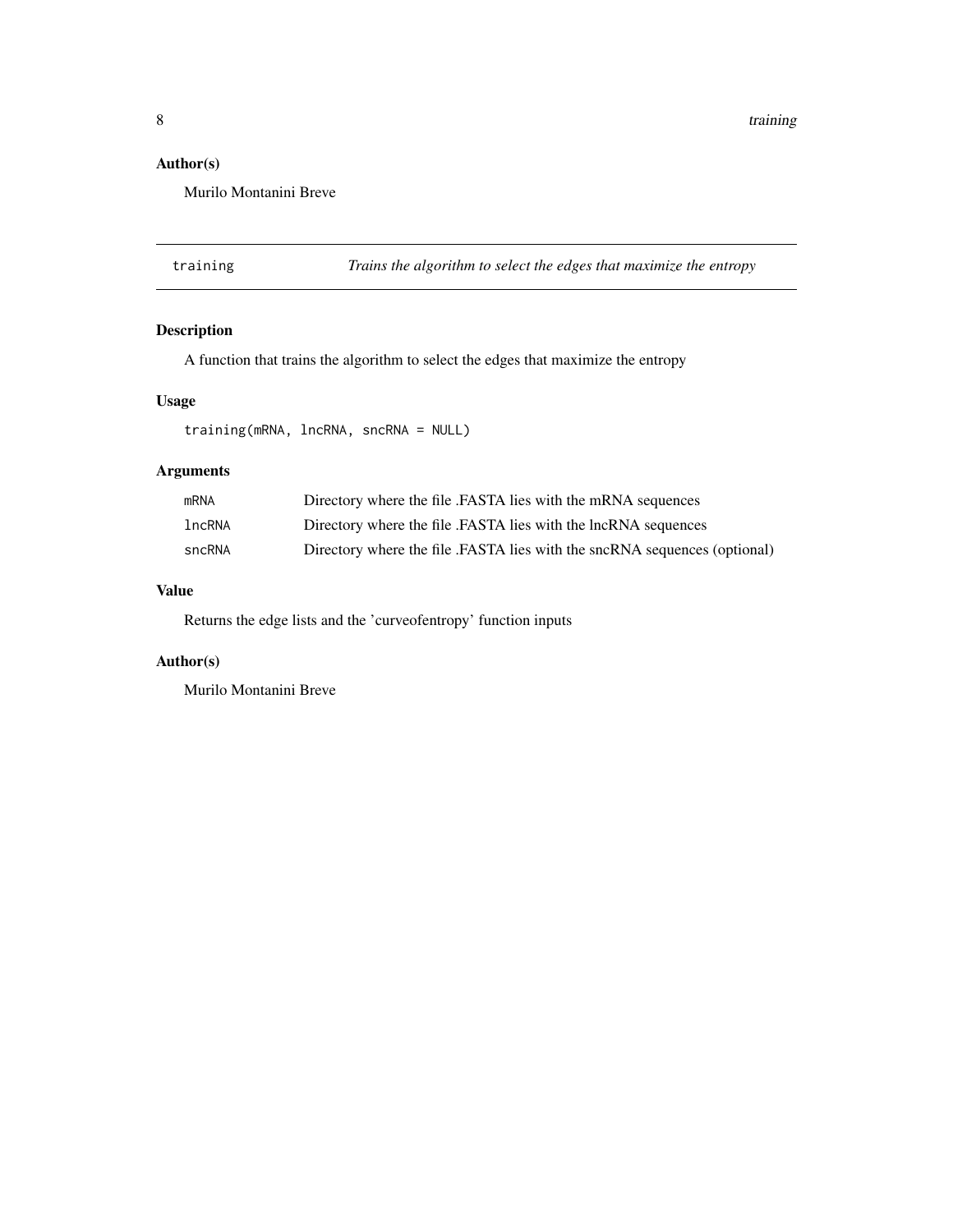## Author(s)

Murilo Montanini Breve

---

`training` *Trains the algorithm to select the edges that maximize the entropy*

---

## Description

A function that trains the algorithm to select the edges that maximize the entropy

## Usage

```
training(mRNA, lncRNA, sncRNA = NULL)
```

## Arguments

| | |
|---|---|
| `mRNA` | Directory where the file .FASTA lies with the mRNA sequences |
| `lncRNA` | Directory where the file .FASTA lies with the lncRNA sequences |
| `sncRNA` | Directory where the file .FASTA lies with the sncRNA sequences (optional) |

## Value

Returns the edge lists and the 'curveofentropy' function inputs

## Author(s)

Murilo Montanini Breve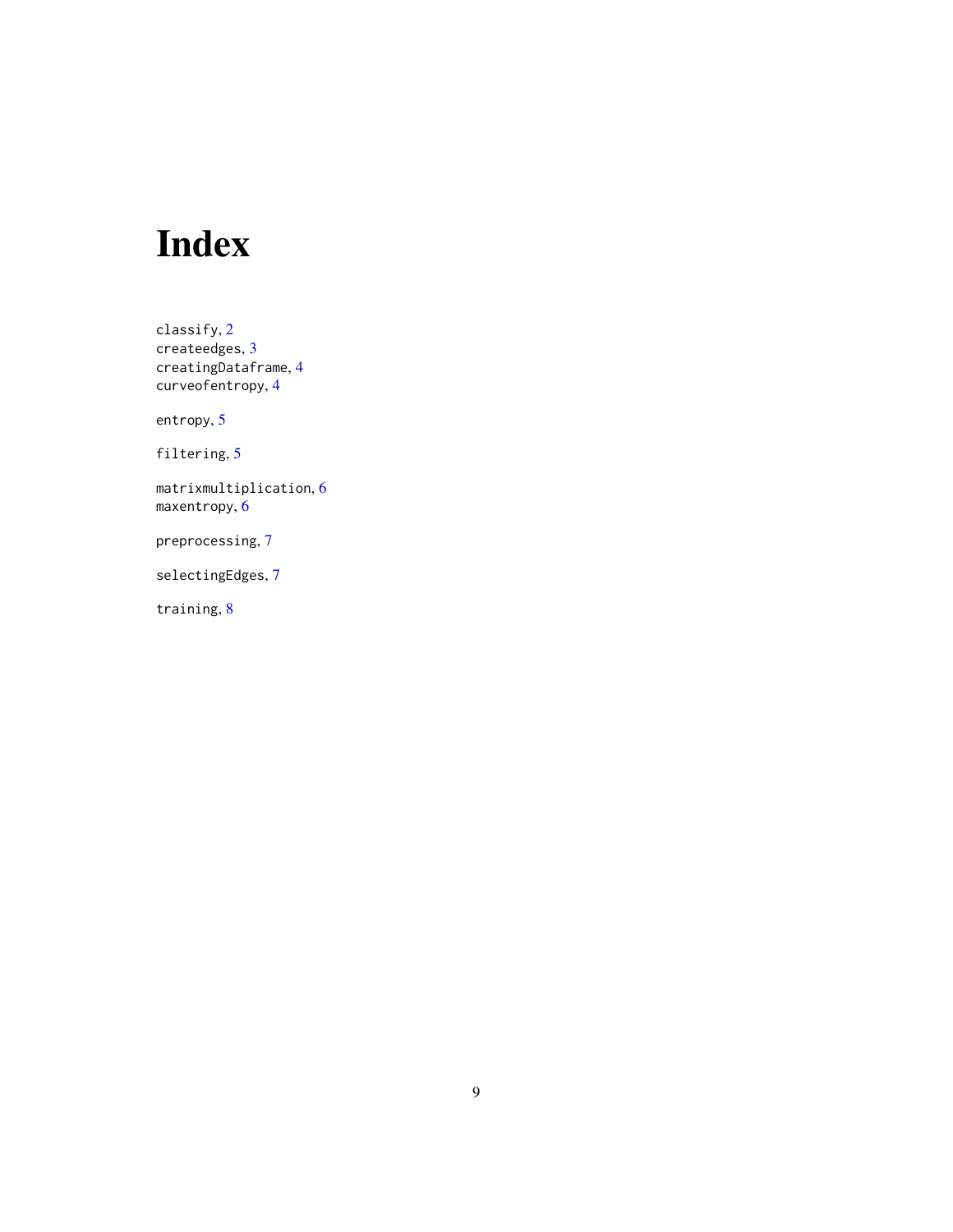# Index

classify, 2
createedges, 3
creatingDataframe, 4
curveofentropy, 4

entropy, 5

filtering, 5

matrixmultiplication, 6
maxentropy, 6

preprocessing, 7

selectingEdges, 7

training, 8